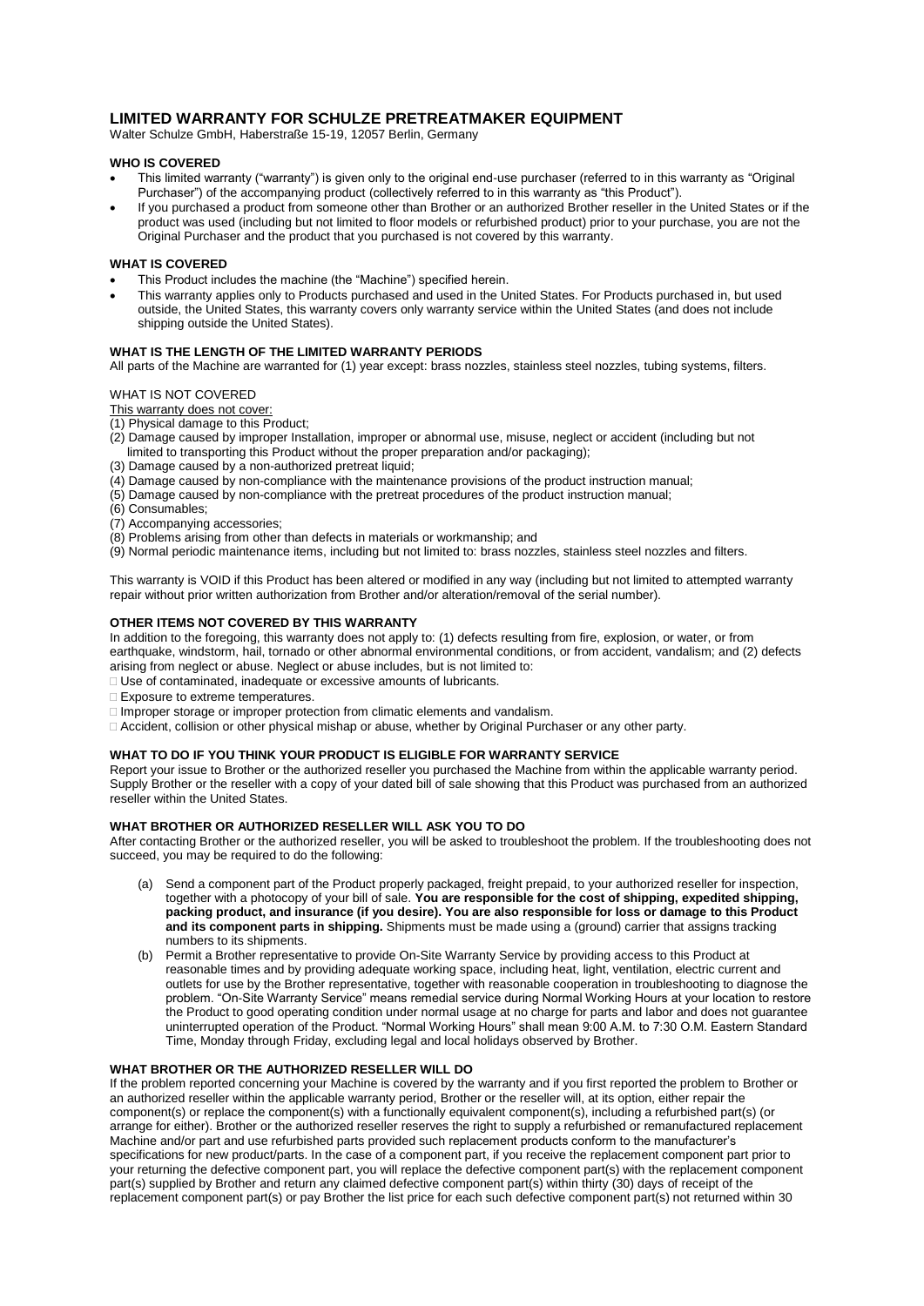# LIMITED WARRANTY FOR SCHULZE PRETREATMAKER EQUIPMENT

Walter Schulze GmbH, Haberstraße 15-19, 12057 Berlin, Germany

### WHO IS COVERED

- This limited warranty ("warranty") is given only to the original end-use purchaser (referred to in this warranty as "Original Purchaser") of the accompanying product (collectively referred to in this warranty as "this Product").
- If you purchased a product from someone other than Brother or an authorized Brother reseller in the United States or if the product was used (including but not limited to floor models or refurbished product) prior to your purchase, you are not the Original Purchaser and the product that you purchased is not covered by this warranty.

### WHAT IS COVERED

- This Product includes the machine (the "Machine") specified herein.
- This warranty applies only to Products purchased and used in the United States. For Products purchased in, but used outside, the United States, this warranty covers only warranty service within the United States (and does not include shipping outside the United States).

### WHAT IS THE LENGTH OF THE LIMITED WARRANTY PERIODS

All parts of the Machine are warranted for (1) year except: brass nozzles, stainless steel nozzles, tubing systems, filters.

WHAT IS NOT COVERED

<u>This warranty does not cover:</u>

(1) Physical damage to this Product;
(2) Damage caused by improper Installation, improper or abnormal use, misuse, neglect or accident (including but not limited to transporting this Product without the proper preparation and/or packaging);
(3) Damage caused by a non-authorized pretreat liquid;
(4) Damage caused by non-compliance with the maintenance provisions of the product instruction manual;
(5) Damage caused by non-compliance with the pretreat procedures of the product instruction manual;
(6) Consumables;
(7) Accompanying accessories;
(8) Problems arising from other than defects in materials or workmanship; and
(9) Normal periodic maintenance items, including but not limited to: brass nozzles, stainless steel nozzles and filters.

This warranty is VOID if this Product has been altered or modified in any way (including but not limited to attempted warranty repair without prior written authorization from Brother and/or alteration/removal of the serial number).

### OTHER ITEMS NOT COVERED BY THIS WARRANTY

In addition to the foregoing, this warranty does not apply to: (1) defects resulting from fire, explosion, or water, or from earthquake, windstorm, hail, tornado or other abnormal environmental conditions, or from accident, vandalism; and (2) defects arising from neglect or abuse. Neglect or abuse includes, but is not limited to:

- Use of contaminated, inadequate or excessive amounts of lubricants.
- Exposure to extreme temperatures.
- Improper storage or improper protection from climatic elements and vandalism.
- Accident, collision or other physical mishap or abuse, whether by Original Purchaser or any other party.

### WHAT TO DO IF YOU THINK YOUR PRODUCT IS ELIGIBLE FOR WARRANTY SERVICE

Report your issue to Brother or the authorized reseller you purchased the Machine from within the applicable warranty period. Supply Brother or the reseller with a copy of your dated bill of sale showing that this Product was purchased from an authorized reseller within the United States.

### WHAT BROTHER OR AUTHORIZED RESELLER WILL ASK YOU TO DO

After contacting Brother or the authorized reseller, you will be asked to troubleshoot the problem. If the troubleshooting does not succeed, you may be required to do the following:

(a) Send a component part of the Product properly packaged, freight prepaid, to your authorized reseller for inspection, together with a photocopy of your bill of sale. **You are responsible for the cost of shipping, expedited shipping, packing product, and insurance (if you desire). You are also responsible for loss or damage to this Product and its component parts in shipping.** Shipments must be made using a (ground) carrier that assigns tracking numbers to its shipments.

(b) Permit a Brother representative to provide On-Site Warranty Service by providing access to this Product at reasonable times and by providing adequate working space, including heat, light, ventilation, electric current and outlets for use by the Brother representative, together with reasonable cooperation in troubleshooting to diagnose the problem. "On-Site Warranty Service" means remedial service during Normal Working Hours at your location to restore the Product to good operating condition under normal usage at no charge for parts and labor and does not guarantee uninterrupted operation of the Product. "Normal Working Hours" shall mean 9:00 A.M. to 7:30 O.M. Eastern Standard Time, Monday through Friday, excluding legal and local holidays observed by Brother.

### WHAT BROTHER OR THE AUTHORIZED RESELLER WILL DO

If the problem reported concerning your Machine is covered by the warranty and if you first reported the problem to Brother or an authorized reseller within the applicable warranty period, Brother or the reseller will, at its option, either repair the component(s) or replace the component(s) with a functionally equivalent component(s), including a refurbished part(s) (or arrange for either). Brother or the authorized reseller reserves the right to supply a refurbished or remanufactured replacement Machine and/or part and use refurbished parts provided such replacement products conform to the manufacturer's specifications for new product/parts. In the case of a component part, if you receive the replacement component part prior to your returning the defective component part, you will replace the defective component part(s) with the replacement component part(s) supplied by Brother and return any claimed defective component part(s) within thirty (30) days of receipt of the replacement component part(s) or pay Brother the list price for each such defective component part(s) not returned within 30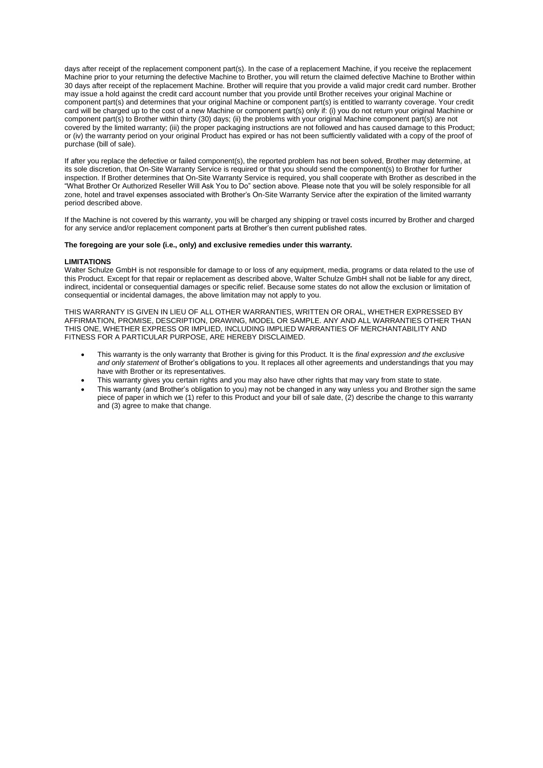days after receipt of the replacement component part(s). In the case of a replacement Machine, if you receive the replacement Machine prior to your returning the defective Machine to Brother, you will return the claimed defective Machine to Brother within 30 days after receipt of the replacement Machine. Brother will require that you provide a valid major credit card number. Brother may issue a hold against the credit card account number that you provide until Brother receives your original Machine or component part(s) and determines that your original Machine or component part(s) is entitled to warranty coverage. Your credit card will be charged up to the cost of a new Machine or component part(s) only if: (i) you do not return your original Machine or component part(s) to Brother within thirty (30) days; (ii) the problems with your original Machine component part(s) are not covered by the limited warranty; (iii) the proper packaging instructions are not followed and has caused damage to this Product; or (iv) the warranty period on your original Product has expired or has not been sufficiently validated with a copy of the proof of purchase (bill of sale).

If after you replace the defective or failed component(s), the reported problem has not been solved, Brother may determine, at its sole discretion, that On-Site Warranty Service is required or that you should send the component(s) to Brother for further inspection. If Brother determines that On-Site Warranty Service is required, you shall cooperate with Brother as described in the "What Brother Or Authorized Reseller Will Ask You to Do" section above. Please note that you will be solely responsible for all zone, hotel and travel expenses associated with Brother's On-Site Warranty Service after the expiration of the limited warranty period described above.

If the Machine is not covered by this warranty, you will be charged any shipping or travel costs incurred by Brother and charged for any service and/or replacement component parts at Brother's then current published rates.

**The foregoing are your sole (i.e., only) and exclusive remedies under this warranty.**

**LIMITATIONS**

Walter Schulze GmbH is not responsible for damage to or loss of any equipment, media, programs or data related to the use of this Product. Except for that repair or replacement as described above, Walter Schulze GmbH shall not be liable for any direct, indirect, incidental or consequential damages or specific relief. Because some states do not allow the exclusion or limitation of consequential or incidental damages, the above limitation may not apply to you.

THIS WARRANTY IS GIVEN IN LIEU OF ALL OTHER WARRANTIES, WRITTEN OR ORAL, WHETHER EXPRESSED BY AFFIRMATION, PROMISE, DESCRIPTION, DRAWING, MODEL OR SAMPLE. ANY AND ALL WARRANTIES OTHER THAN THIS ONE, WHETHER EXPRESS OR IMPLIED, INCLUDING IMPLIED WARRANTIES OF MERCHANTABILITY AND FITNESS FOR A PARTICULAR PURPOSE, ARE HEREBY DISCLAIMED.

- This warranty is the only warranty that Brother is giving for this Product. It is the *final expression and the exclusive and only statement* of Brother's obligations to you. It replaces all other agreements and understandings that you may have with Brother or its representatives.
- This warranty gives you certain rights and you may also have other rights that may vary from state to state.
- This warranty (and Brother's obligation to you) may not be changed in any way unless you and Brother sign the same piece of paper in which we (1) refer to this Product and your bill of sale date, (2) describe the change to this warranty and (3) agree to make that change.